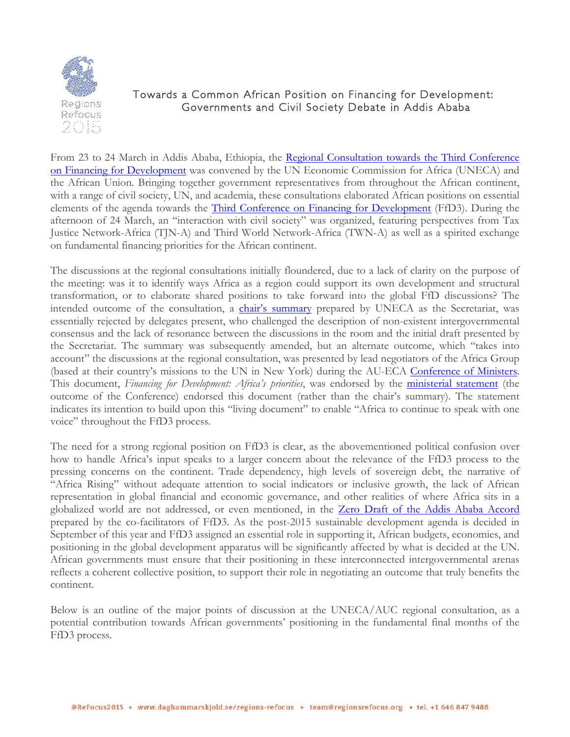# Towards a Common African Position on Financing for Development: Governments and Civil Society Debate in Addis Ababa

From 23 to 24 March in Addis Ababa, Ethiopia, the Regional Consultation towards the Third Conference on Financing for Development was convened by the UN Economic Commission for Africa (UNECA) and the African Union. Bringing together government representatives from throughout the African continent, with a range of civil society, UN, and academia, these consultations elaborated African positions on essential elements of the agenda towards the Third Conference on Financing for Development (FfD3). During the afternoon of 24 March, an "interaction with civil society" was organized, featuring perspectives from Tax Justice Network-Africa (TJN-A) and Third World Network-Africa (TWN-A) as well as a spirited exchange on fundamental financing priorities for the African continent.

The discussions at the regional consultations initially floundered, due to a lack of clarity on the purpose of the meeting: was it to identify ways Africa as a region could support its own development and structural transformation, or to elaborate shared positions to take forward into the global FfD discussions? The intended outcome of the consultation, a chair's summary prepared by UNECA as the Secretariat, was essentially rejected by delegates present, who challenged the description of non-existent intergovernmental consensus and the lack of resonance between the discussions in the room and the initial draft presented by the Secretariat. The summary was subsequently amended, but an alternate outcome, which "takes into account" the discussions at the regional consultation, was presented by lead negotiators of the Africa Group (based at their country's missions to the UN in New York) during the AU-ECA Conference of Ministers. This document, *Financing for Development: Africa's priorities*, was endorsed by the ministerial statement (the outcome of the Conference) endorsed this document (rather than the chair's summary). The statement indicates its intention to build upon this "living document" to enable "Africa to continue to speak with one voice" throughout the FfD3 process.

The need for a strong regional position on FfD3 is clear, as the abovementioned political confusion over how to handle Africa's input speaks to a larger concern about the relevance of the FfD3 process to the pressing concerns on the continent. Trade dependency, high levels of sovereign debt, the narrative of "Africa Rising" without adequate attention to social indicators or inclusive growth, the lack of African representation in global financial and economic governance, and other realities of where Africa sits in a globalized world are not addressed, or even mentioned, in the Zero Draft of the Addis Ababa Accord prepared by the co-facilitators of FfD3. As the post-2015 sustainable development agenda is decided in September of this year and FfD3 assigned an essential role in supporting it, African budgets, economies, and positioning in the global development apparatus will be significantly affected by what is decided at the UN. African governments must ensure that their positioning in these interconnected intergovernmental arenas reflects a coherent collective position, to support their role in negotiating an outcome that truly benefits the continent.

Below is an outline of the major points of discussion at the UNECA/AUC regional consultation, as a potential contribution towards African governments' positioning in the fundamental final months of the FfD3 process.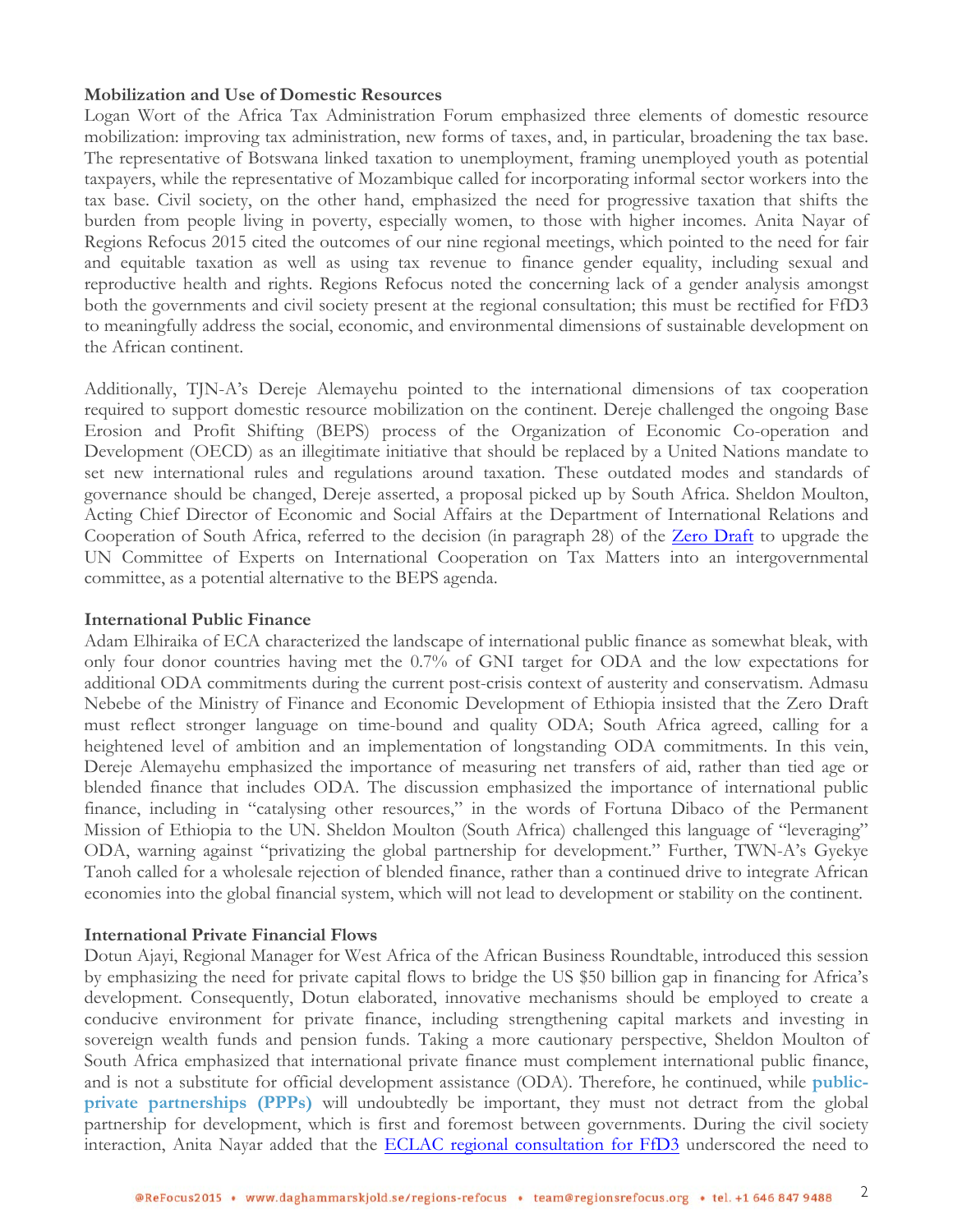**Mobilization and Use of Domestic Resources**

Logan Wort of the Africa Tax Administration Forum emphasized three elements of domestic resource mobilization: improving tax administration, new forms of taxes, and, in particular, broadening the tax base. The representative of Botswana linked taxation to unemployment, framing unemployed youth as potential taxpayers, while the representative of Mozambique called for incorporating informal sector workers into the tax base. Civil society, on the other hand, emphasized the need for progressive taxation that shifts the burden from people living in poverty, especially women, to those with higher incomes. Anita Nayar of Regions Refocus 2015 cited the outcomes of our nine regional meetings, which pointed to the need for fair and equitable taxation as well as using tax revenue to finance gender equality, including sexual and reproductive health and rights. Regions Refocus noted the concerning lack of a gender analysis amongst both the governments and civil society present at the regional consultation; this must be rectified for FfD3 to meaningfully address the social, economic, and environmental dimensions of sustainable development on the African continent.

Additionally, TJN-A's Dereje Alemayehu pointed to the international dimensions of tax cooperation required to support domestic resource mobilization on the continent. Dereje challenged the ongoing Base Erosion and Profit Shifting (BEPS) process of the Organization of Economic Co-operation and Development (OECD) as an illegitimate initiative that should be replaced by a United Nations mandate to set new international rules and regulations around taxation. These outdated modes and standards of governance should be changed, Dereje asserted, a proposal picked up by South Africa. Sheldon Moulton, Acting Chief Director of Economic and Social Affairs at the Department of International Relations and Cooperation of South Africa, referred to the decision (in paragraph 28) of the [Zero Draft](#) to upgrade the UN Committee of Experts on International Cooperation on Tax Matters into an intergovernmental committee, as a potential alternative to the BEPS agenda.

**International Public Finance**

Adam Elhiraika of ECA characterized the landscape of international public finance as somewhat bleak, with only four donor countries having met the 0.7% of GNI target for ODA and the low expectations for additional ODA commitments during the current post-crisis context of austerity and conservatism. Admasu Nebebe of the Ministry of Finance and Economic Development of Ethiopia insisted that the Zero Draft must reflect stronger language on time-bound and quality ODA; South Africa agreed, calling for a heightened level of ambition and an implementation of longstanding ODA commitments. In this vein, Dereje Alemayehu emphasized the importance of measuring net transfers of aid, rather than tied age or blended finance that includes ODA. The discussion emphasized the importance of international public finance, including in "catalysing other resources," in the words of Fortuna Dibaco of the Permanent Mission of Ethiopia to the UN. Sheldon Moulton (South Africa) challenged this language of "leveraging" ODA, warning against "privatizing the global partnership for development." Further, TWN-A's Gyekye Tanoh called for a wholesale rejection of blended finance, rather than a continued drive to integrate African economies into the global financial system, which will not lead to development or stability on the continent.

**International Private Financial Flows**

Dotun Ajayi, Regional Manager for West Africa of the African Business Roundtable, introduced this session by emphasizing the need for private capital flows to bridge the US $50 billion gap in financing for Africa's development. Consequently, Dotun elaborated, innovative mechanisms should be employed to create a conducive environment for private finance, including strengthening capital markets and investing in sovereign wealth funds and pension funds. Taking a more cautionary perspective, Sheldon Moulton of South Africa emphasized that international private finance must complement international public finance, and is not a substitute for official development assistance (ODA). Therefore, he continued, while **public-private partnerships (PPPs)** will undoubtedly be important, they must not detract from the global partnership for development, which is first and foremost between governments. During the civil society interaction, Anita Nayar added that the [ECLAC regional consultation for FfD3](#) underscored the need to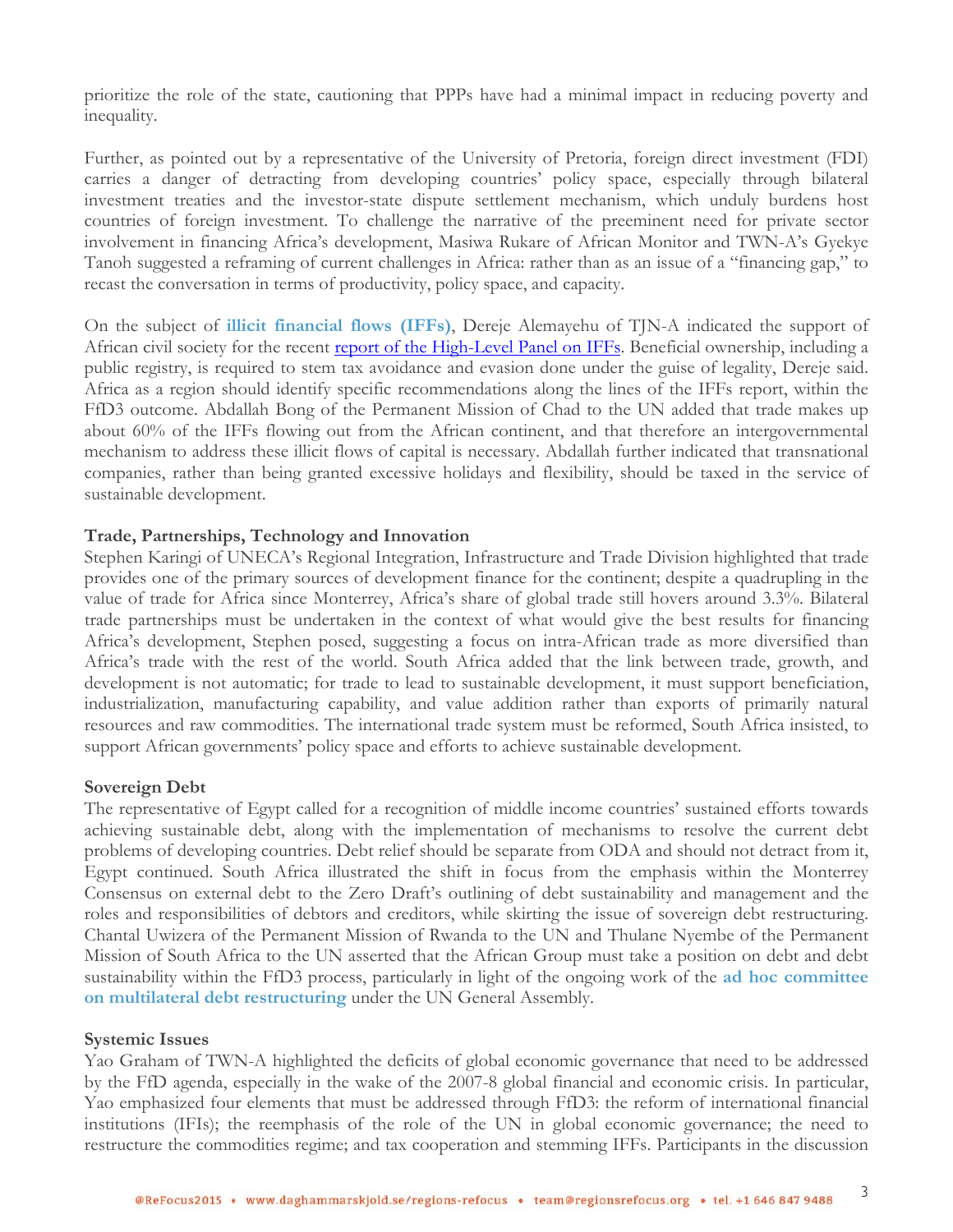prioritize the role of the state, cautioning that PPPs have had a minimal impact in reducing poverty and inequality.

Further, as pointed out by a representative of the University of Pretoria, foreign direct investment (FDI) carries a danger of detracting from developing countries' policy space, especially through bilateral investment treaties and the investor-state dispute settlement mechanism, which unduly burdens host countries of foreign investment. To challenge the narrative of the preeminent need for private sector involvement in financing Africa's development, Masiwa Rukare of African Monitor and TWN-A's Gyekye Tanoh suggested a reframing of current challenges in Africa: rather than as an issue of a "financing gap," to recast the conversation in terms of productivity, policy space, and capacity.

On the subject of **illicit financial flows (IFFs)**, Dereje Alemayehu of TJN-A indicated the support of African civil society for the recent [report of the High-Level Panel on IFFs](). Beneficial ownership, including a public registry, is required to stem tax avoidance and evasion done under the guise of legality, Dereje said. Africa as a region should identify specific recommendations along the lines of the IFFs report, within the FfD3 outcome. Abdallah Bong of the Permanent Mission of Chad to the UN added that trade makes up about 60% of the IFFs flowing out from the African continent, and that therefore an intergovernmental mechanism to address these illicit flows of capital is necessary. Abdallah further indicated that transnational companies, rather than being granted excessive holidays and flexibility, should be taxed in the service of sustainable development.

**Trade, Partnerships, Technology and Innovation**

Stephen Karingi of UNECA's Regional Integration, Infrastructure and Trade Division highlighted that trade provides one of the primary sources of development finance for the continent; despite a quadrupling in the value of trade for Africa since Monterrey, Africa's share of global trade still hovers around 3.3%. Bilateral trade partnerships must be undertaken in the context of what would give the best results for financing Africa's development, Stephen posed, suggesting a focus on intra-African trade as more diversified than Africa's trade with the rest of the world. South Africa added that the link between trade, growth, and development is not automatic; for trade to lead to sustainable development, it must support beneficiation, industrialization, manufacturing capability, and value addition rather than exports of primarily natural resources and raw commodities. The international trade system must be reformed, South Africa insisted, to support African governments' policy space and efforts to achieve sustainable development.

**Sovereign Debt**

The representative of Egypt called for a recognition of middle income countries' sustained efforts towards achieving sustainable debt, along with the implementation of mechanisms to resolve the current debt problems of developing countries. Debt relief should be separate from ODA and should not detract from it, Egypt continued. South Africa illustrated the shift in focus from the emphasis within the Monterrey Consensus on external debt to the Zero Draft's outlining of debt sustainability and management and the roles and responsibilities of debtors and creditors, while skirting the issue of sovereign debt restructuring. Chantal Uwizera of the Permanent Mission of Rwanda to the UN and Thulane Nyembe of the Permanent Mission of South Africa to the UN asserted that the African Group must take a position on debt and debt sustainability within the FfD3 process, particularly in light of the ongoing work of the **ad hoc committee on multilateral debt restructuring** under the UN General Assembly.

**Systemic Issues**

Yao Graham of TWN-A highlighted the deficits of global economic governance that need to be addressed by the FfD agenda, especially in the wake of the 2007-8 global financial and economic crisis. In particular, Yao emphasized four elements that must be addressed through FfD3: the reform of international financial institutions (IFIs); the reemphasis of the role of the UN in global economic governance; the need to restructure the commodities regime; and tax cooperation and stemming IFFs. Participants in the discussion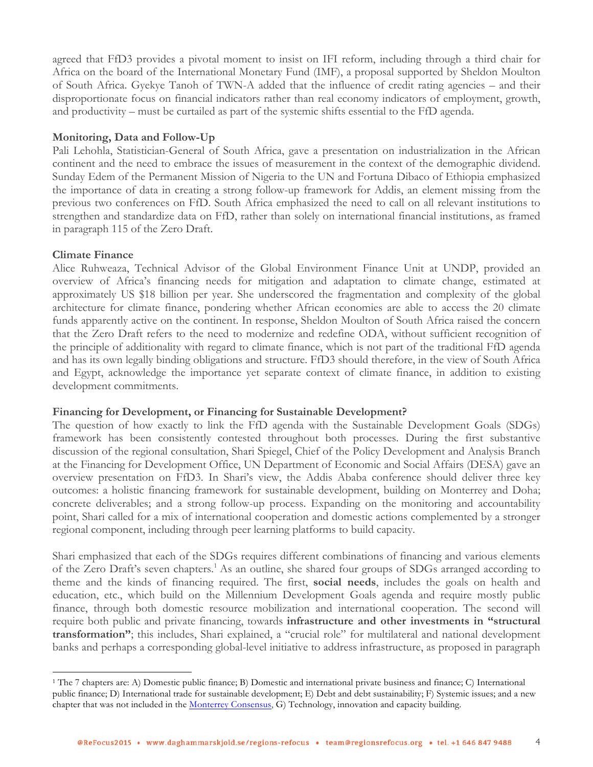agreed that FfD3 provides a pivotal moment to insist on IFI reform, including through a third chair for Africa on the board of the International Monetary Fund (IMF), a proposal supported by Sheldon Moulton of South Africa. Gyekye Tanoh of TWN-A added that the influence of credit rating agencies – and their disproportionate focus on financial indicators rather than real economy indicators of employment, growth, and productivity – must be curtailed as part of the systemic shifts essential to the FfD agenda.

**Monitoring, Data and Follow-Up**

Pali Lehohla, Statistician-General of South Africa, gave a presentation on industrialization in the African continent and the need to embrace the issues of measurement in the context of the demographic dividend. Sunday Edem of the Permanent Mission of Nigeria to the UN and Fortuna Dibaco of Ethiopia emphasized the importance of data in creating a strong follow-up framework for Addis, an element missing from the previous two conferences on FfD. South Africa emphasized the need to call on all relevant institutions to strengthen and standardize data on FfD, rather than solely on international financial institutions, as framed in paragraph 115 of the Zero Draft.

**Climate Finance**

Alice Ruhweaza, Technical Advisor of the Global Environment Finance Unit at UNDP, provided an overview of Africa's financing needs for mitigation and adaptation to climate change, estimated at approximately US $18 billion per year. She underscored the fragmentation and complexity of the global architecture for climate finance, pondering whether African economies are able to access the 20 climate funds apparently active on the continent. In response, Sheldon Moulton of South Africa raised the concern that the Zero Draft refers to the need to modernize and redefine ODA, without sufficient recognition of the principle of additionality with regard to climate finance, which is not part of the traditional FfD agenda and has its own legally binding obligations and structure. FfD3 should therefore, in the view of South Africa and Egypt, acknowledge the importance yet separate context of climate finance, in addition to existing development commitments.

**Financing for Development, or Financing for Sustainable Development?**

The question of how exactly to link the FfD agenda with the Sustainable Development Goals (SDGs) framework has been consistently contested throughout both processes. During the first substantive discussion of the regional consultation, Shari Spiegel, Chief of the Policy Development and Analysis Branch at the Financing for Development Office, UN Department of Economic and Social Affairs (DESA) gave an overview presentation on FfD3. In Shari's view, the Addis Ababa conference should deliver three key outcomes: a holistic financing framework for sustainable development, building on Monterrey and Doha; concrete deliverables; and a strong follow-up process. Expanding on the monitoring and accountability point, Shari called for a mix of international cooperation and domestic actions complemented by a stronger regional component, including through peer learning platforms to build capacity.

Shari emphasized that each of the SDGs requires different combinations of financing and various elements of the Zero Draft's seven chapters.[1] As an outline, she shared four groups of SDGs arranged according to theme and the kinds of financing required. The first, **social needs**, includes the goals on health and education, etc., which build on the Millennium Development Goals agenda and require mostly public finance, through both domestic resource mobilization and international cooperation. The second will require both public and private financing, towards **infrastructure and other investments in "structural transformation"**; this includes, Shari explained, a "crucial role" for multilateral and national development banks and perhaps a corresponding global-level initiative to address infrastructure, as proposed in paragraph

---

[1] The 7 chapters are: A) Domestic public finance; B) Domestic and international private business and finance; C) International public finance; D) International trade for sustainable development; E) Debt and debt sustainability; F) Systemic issues; and a new chapter that was not included in the Monterrey Consensus, G) Technology, innovation and capacity building.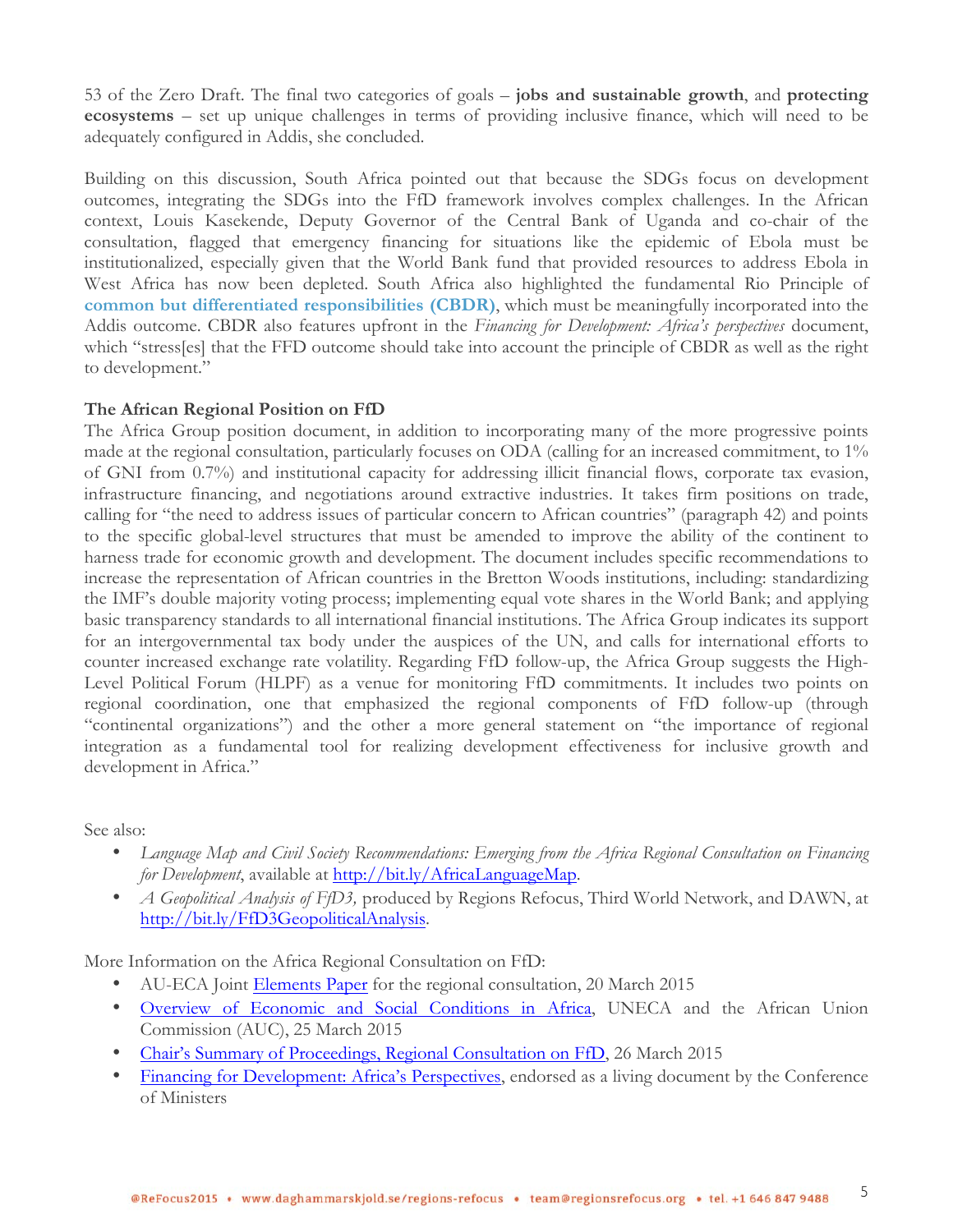53 of the Zero Draft. The final two categories of goals – **jobs and sustainable growth**, and **protecting ecosystems** – set up unique challenges in terms of providing inclusive finance, which will need to be adequately configured in Addis, she concluded.

Building on this discussion, South Africa pointed out that because the SDGs focus on development outcomes, integrating the SDGs into the FfD framework involves complex challenges. In the African context, Louis Kasekende, Deputy Governor of the Central Bank of Uganda and co-chair of the consultation, flagged that emergency financing for situations like the epidemic of Ebola must be institutionalized, especially given that the World Bank fund that provided resources to address Ebola in West Africa has now been depleted. South Africa also highlighted the fundamental Rio Principle of **common but differentiated responsibilities (CBDR)**, which must be meaningfully incorporated into the Addis outcome. CBDR also features upfront in the *Financing for Development: Africa's perspectives* document, which "stress[es] that the FFD outcome should take into account the principle of CBDR as well as the right to development."

**The African Regional Position on FfD**

The Africa Group position document, in addition to incorporating many of the more progressive points made at the regional consultation, particularly focuses on ODA (calling for an increased commitment, to 1% of GNI from 0.7%) and institutional capacity for addressing illicit financial flows, corporate tax evasion, infrastructure financing, and negotiations around extractive industries. It takes firm positions on trade, calling for "the need to address issues of particular concern to African countries" (paragraph 42) and points to the specific global-level structures that must be amended to improve the ability of the continent to harness trade for economic growth and development. The document includes specific recommendations to increase the representation of African countries in the Bretton Woods institutions, including: standardizing the IMF's double majority voting process; implementing equal vote shares in the World Bank; and applying basic transparency standards to all international financial institutions. The Africa Group indicates its support for an intergovernmental tax body under the auspices of the UN, and calls for international efforts to counter increased exchange rate volatility. Regarding FfD follow-up, the Africa Group suggests the High-Level Political Forum (HLPF) as a venue for monitoring FfD commitments. It includes two points on regional coordination, one that emphasized the regional components of FfD follow-up (through "continental organizations") and the other a more general statement on "the importance of regional integration as a fundamental tool for realizing development effectiveness for inclusive growth and development in Africa."

See also:

- *Language Map and Civil Society Recommendations: Emerging from the Africa Regional Consultation on Financing for Development*, available at http://bit.ly/AfricaLanguageMap.
- *A Geopolitical Analysis of FfD3,* produced by Regions Refocus, Third World Network, and DAWN, at http://bit.ly/FfD3GeopoliticalAnalysis.

More Information on the Africa Regional Consultation on FfD:

- AU-ECA Joint Elements Paper for the regional consultation, 20 March 2015
- Overview of Economic and Social Conditions in Africa, UNECA and the African Union Commission (AUC), 25 March 2015
- Chair's Summary of Proceedings, Regional Consultation on FfD, 26 March 2015
- Financing for Development: Africa's Perspectives, endorsed as a living document by the Conference of Ministers